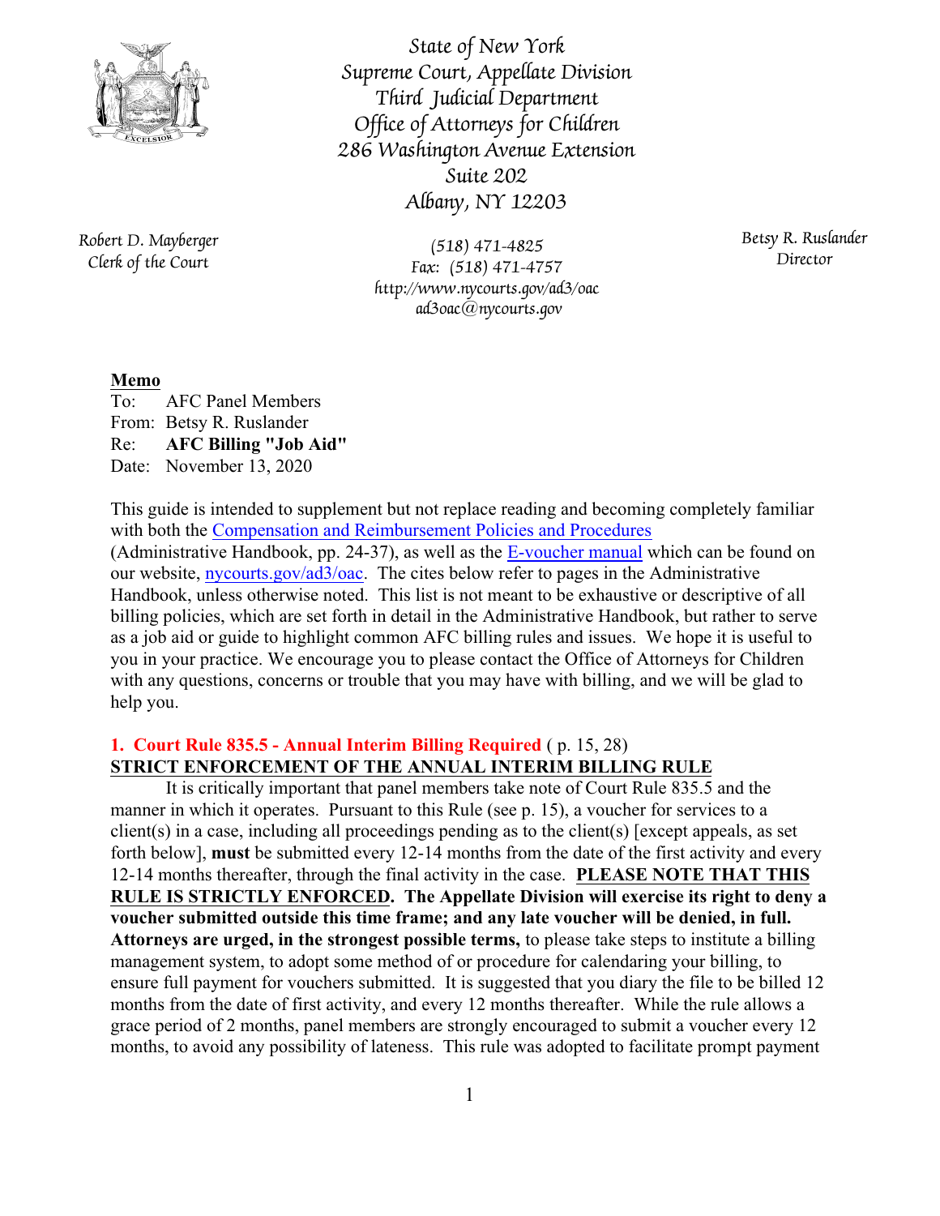State of New York
Supreme Court, Appellate Division
Third Judicial Department
Office of Attorneys for Children
286 Washington Avenue Extension
Suite 202
Albany, NY 12203

Robert D. Mayberger
Clerk of the Court

(518) 471-4825
Fax: (518) 471-4757
http://www.nycourts.gov/ad3/oac
ad3oac@nycourts.gov

Betsy R. Ruslander
Director

**Memo**

To: AFC Panel Members
From: Betsy R. Ruslander
Re: **AFC Billing "Job Aid"**
Date: November 13, 2020

This guide is intended to supplement but not replace reading and becoming completely familiar with both the Compensation and Reimbursement Policies and Procedures (Administrative Handbook, pp. 24-37), as well as the E-voucher manual which can be found on our website, nycourts.gov/ad3/oac. The cites below refer to pages in the Administrative Handbook, unless otherwise noted. This list is not meant to be exhaustive or descriptive of all billing policies, which are set forth in detail in the Administrative Handbook, but rather to serve as a job aid or guide to highlight common AFC billing rules and issues. We hope it is useful to you in your practice. We encourage you to please contact the Office of Attorneys for Children with any questions, concerns or trouble that you may have with billing, and we will be glad to help you.

### 1. Court Rule 835.5 - Annual Interim Billing Required ( p. 15, 28)

**STRICT ENFORCEMENT OF THE ANNUAL INTERIM BILLING RULE**

It is critically important that panel members take note of Court Rule 835.5 and the manner in which it operates. Pursuant to this Rule (see p. 15), a voucher for services to a client(s) in a case, including all proceedings pending as to the client(s) [except appeals, as set forth below], **must** be submitted every 12-14 months from the date of the first activity and every 12-14 months thereafter, through the final activity in the case. **PLEASE NOTE THAT THIS RULE IS STRICTLY ENFORCED. The Appellate Division will exercise its right to deny a voucher submitted outside this time frame; and any late voucher will be denied, in full. Attorneys are urged, in the strongest possible terms,** to please take steps to institute a billing management system, to adopt some method of or procedure for calendaring your billing, to ensure full payment for vouchers submitted. It is suggested that you diary the file to be billed 12 months from the date of first activity, and every 12 months thereafter. While the rule allows a grace period of 2 months, panel members are strongly encouraged to submit a voucher every 12 months, to avoid any possibility of lateness. This rule was adopted to facilitate prompt payment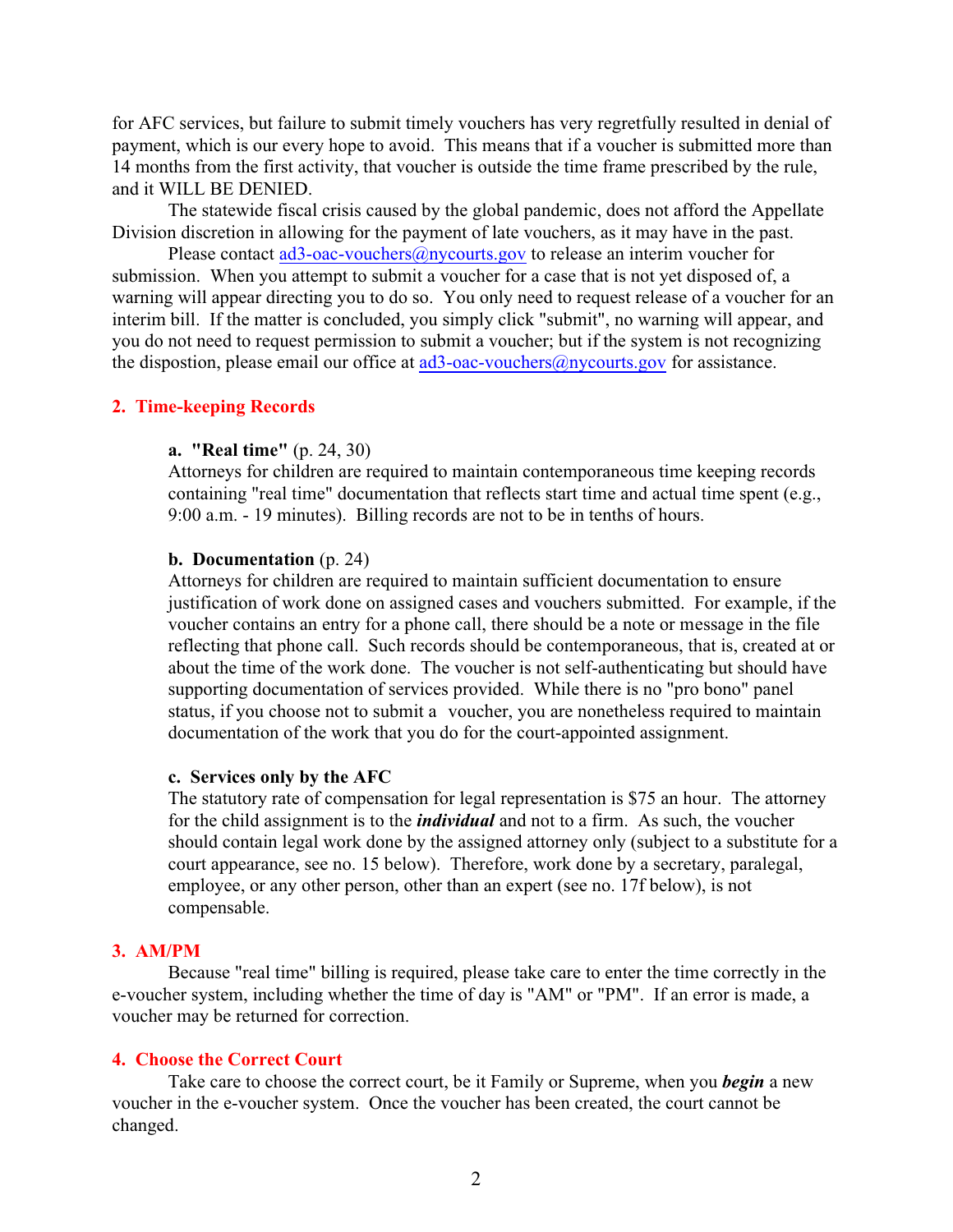for AFC services, but failure to submit timely vouchers has very regretfully resulted in denial of payment, which is our every hope to avoid. This means that if a voucher is submitted more than 14 months from the first activity, that voucher is outside the time frame prescribed by the rule, and it WILL BE DENIED.

The statewide fiscal crisis caused by the global pandemic, does not afford the Appellate Division discretion in allowing for the payment of late vouchers, as it may have in the past.

Please contact ad3-oac-vouchers@nycourts.gov to release an interim voucher for submission. When you attempt to submit a voucher for a case that is not yet disposed of, a warning will appear directing you to do so. You only need to request release of a voucher for an interim bill. If the matter is concluded, you simply click "submit", no warning will appear, and you do not need to request permission to submit a voucher; but if the system is not recognizing the dispostion, please email our office at ad3-oac-vouchers@nycourts.gov for assistance.

## 2. Time-keeping Records

### a. "Real time" (p. 24, 30)

Attorneys for children are required to maintain contemporaneous time keeping records containing "real time" documentation that reflects start time and actual time spent (e.g., 9:00 a.m. - 19 minutes). Billing records are not to be in tenths of hours.

### b. Documentation (p. 24)

Attorneys for children are required to maintain sufficient documentation to ensure justification of work done on assigned cases and vouchers submitted. For example, if the voucher contains an entry for a phone call, there should be a note or message in the file reflecting that phone call. Such records should be contemporaneous, that is, created at or about the time of the work done. The voucher is not self-authenticating but should have supporting documentation of services provided. While there is no "pro bono" panel status, if you choose not to submit a voucher, you are nonetheless required to maintain documentation of the work that you do for the court-appointed assignment.

### c. Services only by the AFC

The statutory rate of compensation for legal representation is $75 an hour. The attorney for the child assignment is to the ***individual*** and not to a firm. As such, the voucher should contain legal work done by the assigned attorney only (subject to a substitute for a court appearance, see no. 15 below). Therefore, work done by a secretary, paralegal, employee, or any other person, other than an expert (see no. 17f below), is not compensable.

## 3. AM/PM

Because "real time" billing is required, please take care to enter the time correctly in the e-voucher system, including whether the time of day is "AM" or "PM". If an error is made, a voucher may be returned for correction.

## 4. Choose the Correct Court

Take care to choose the correct court, be it Family or Supreme, when you ***begin*** a new voucher in the e-voucher system. Once the voucher has been created, the court cannot be changed.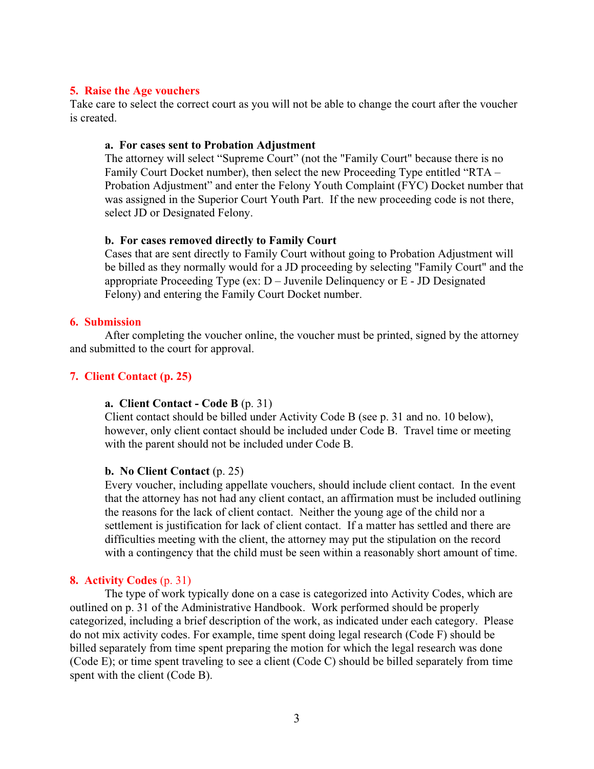## 5. Raise the Age vouchers

Take care to select the correct court as you will not be able to change the court after the voucher is created.

### a. For cases sent to Probation Adjustment

The attorney will select "Supreme Court" (not the "Family Court" because there is no Family Court Docket number), then select the new Proceeding Type entitled "RTA – Probation Adjustment" and enter the Felony Youth Complaint (FYC) Docket number that was assigned in the Superior Court Youth Part. If the new proceeding code is not there, select JD or Designated Felony.

### b. For cases removed directly to Family Court

Cases that are sent directly to Family Court without going to Probation Adjustment will be billed as they normally would for a JD proceeding by selecting "Family Court" and the appropriate Proceeding Type (ex: D – Juvenile Delinquency or E - JD Designated Felony) and entering the Family Court Docket number.

## 6. Submission

After completing the voucher online, the voucher must be printed, signed by the attorney and submitted to the court for approval.

## 7. Client Contact (p. 25)

### a. Client Contact - Code B (p. 31)

Client contact should be billed under Activity Code B (see p. 31 and no. 10 below), however, only client contact should be included under Code B. Travel time or meeting with the parent should not be included under Code B.

### b. No Client Contact (p. 25)

Every voucher, including appellate vouchers, should include client contact. In the event that the attorney has not had any client contact, an affirmation must be included outlining the reasons for the lack of client contact. Neither the young age of the child nor a settlement is justification for lack of client contact. If a matter has settled and there are difficulties meeting with the client, the attorney may put the stipulation on the record with a contingency that the child must be seen within a reasonably short amount of time.

## 8. Activity Codes (p. 31)

The type of work typically done on a case is categorized into Activity Codes, which are outlined on p. 31 of the Administrative Handbook. Work performed should be properly categorized, including a brief description of the work, as indicated under each category. Please do not mix activity codes. For example, time spent doing legal research (Code F) should be billed separately from time spent preparing the motion for which the legal research was done (Code E); or time spent traveling to see a client (Code C) should be billed separately from time spent with the client (Code B).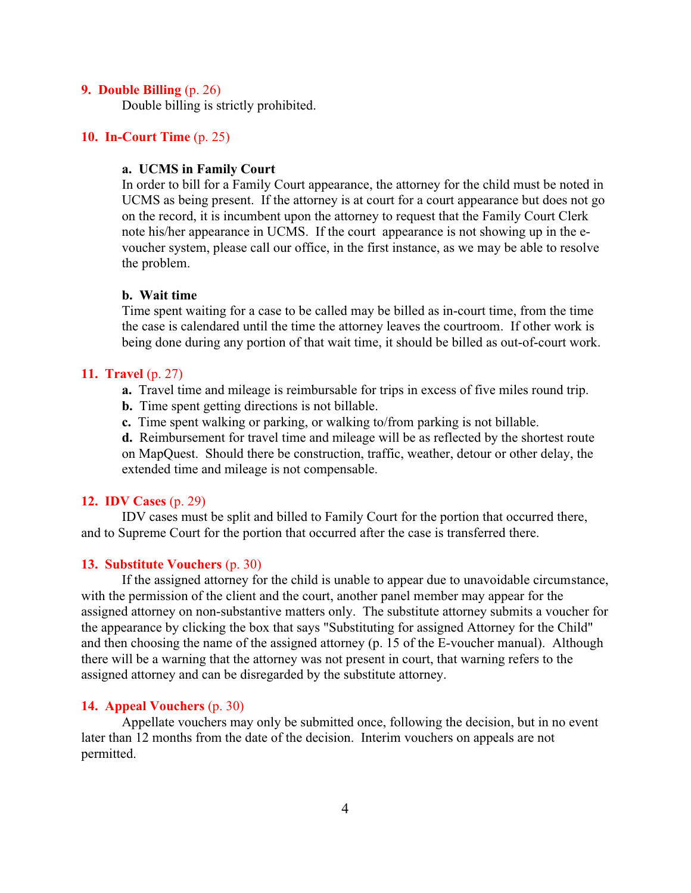### 9. Double Billing (p. 26)

Double billing is strictly prohibited.

### 10. In-Court Time (p. 25)

**a. UCMS in Family Court**

In order to bill for a Family Court appearance, the attorney for the child must be noted in UCMS as being present. If the attorney is at court for a court appearance but does not go on the record, it is incumbent upon the attorney to request that the Family Court Clerk note his/her appearance in UCMS. If the court appearance is not showing up in the e-voucher system, please call our office, in the first instance, as we may be able to resolve the problem.

**b. Wait time**

Time spent waiting for a case to be called may be billed as in-court time, from the time the case is calendared until the time the attorney leaves the courtroom. If other work is being done during any portion of that wait time, it should be billed as out-of-court work.

### 11. Travel (p. 27)

**a.** Travel time and mileage is reimbursable for trips in excess of five miles round trip.
**b.** Time spent getting directions is not billable.
**c.** Time spent walking or parking, or walking to/from parking is not billable.
**d.** Reimbursement for travel time and mileage will be as reflected by the shortest route on MapQuest. Should there be construction, traffic, weather, detour or other delay, the extended time and mileage is not compensable.

### 12. IDV Cases (p. 29)

IDV cases must be split and billed to Family Court for the portion that occurred there, and to Supreme Court for the portion that occurred after the case is transferred there.

### 13. Substitute Vouchers (p. 30)

If the assigned attorney for the child is unable to appear due to unavoidable circumstance, with the permission of the client and the court, another panel member may appear for the assigned attorney on non-substantive matters only. The substitute attorney submits a voucher for the appearance by clicking the box that says "Substituting for assigned Attorney for the Child" and then choosing the name of the assigned attorney (p. 15 of the E-voucher manual). Although there will be a warning that the attorney was not present in court, that warning refers to the assigned attorney and can be disregarded by the substitute attorney.

### 14. Appeal Vouchers (p. 30)

Appellate vouchers may only be submitted once, following the decision, but in no event later than 12 months from the date of the decision. Interim vouchers on appeals are not permitted.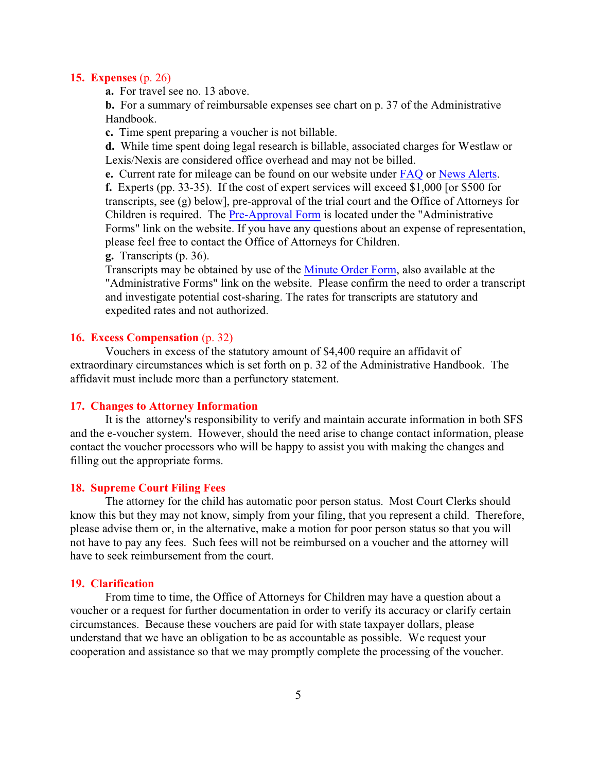### 15. Expenses (p. 26)

**a.** For travel see no. 13 above.

**b.** For a summary of reimbursable expenses see chart on p. 37 of the Administrative Handbook.

**c.** Time spent preparing a voucher is not billable.

**d.** While time spent doing legal research is billable, associated charges for Westlaw or Lexis/Nexis are considered office overhead and may not be billed.

**e.** Current rate for mileage can be found on our website under FAQ or News Alerts.

**f.** Experts (pp. 33-35). If the cost of expert services will exceed $1,000 [or $500 for transcripts, see (g) below], pre-approval of the trial court and the Office of Attorneys for Children is required. The Pre-Approval Form is located under the "Administrative Forms" link on the website. If you have any questions about an expense of representation, please feel free to contact the Office of Attorneys for Children.

**g.** Transcripts (p. 36).
Transcripts may be obtained by use of the Minute Order Form, also available at the "Administrative Forms" link on the website. Please confirm the need to order a transcript and investigate potential cost-sharing. The rates for transcripts are statutory and expedited rates and not authorized.

### 16. Excess Compensation (p. 32)

Vouchers in excess of the statutory amount of $4,400 require an affidavit of extraordinary circumstances which is set forth on p. 32 of the Administrative Handbook. The affidavit must include more than a perfunctory statement.

### 17. Changes to Attorney Information

It is the attorney's responsibility to verify and maintain accurate information in both SFS and the e-voucher system. However, should the need arise to change contact information, please contact the voucher processors who will be happy to assist you with making the changes and filling out the appropriate forms.

### 18. Supreme Court Filing Fees

The attorney for the child has automatic poor person status. Most Court Clerks should know this but they may not know, simply from your filing, that you represent a child. Therefore, please advise them or, in the alternative, make a motion for poor person status so that you will not have to pay any fees. Such fees will not be reimbursed on a voucher and the attorney will have to seek reimbursement from the court.

### 19. Clarification

From time to time, the Office of Attorneys for Children may have a question about a voucher or a request for further documentation in order to verify its accuracy or clarify certain circumstances. Because these vouchers are paid for with state taxpayer dollars, please understand that we have an obligation to be as accountable as possible. We request your cooperation and assistance so that we may promptly complete the processing of the voucher.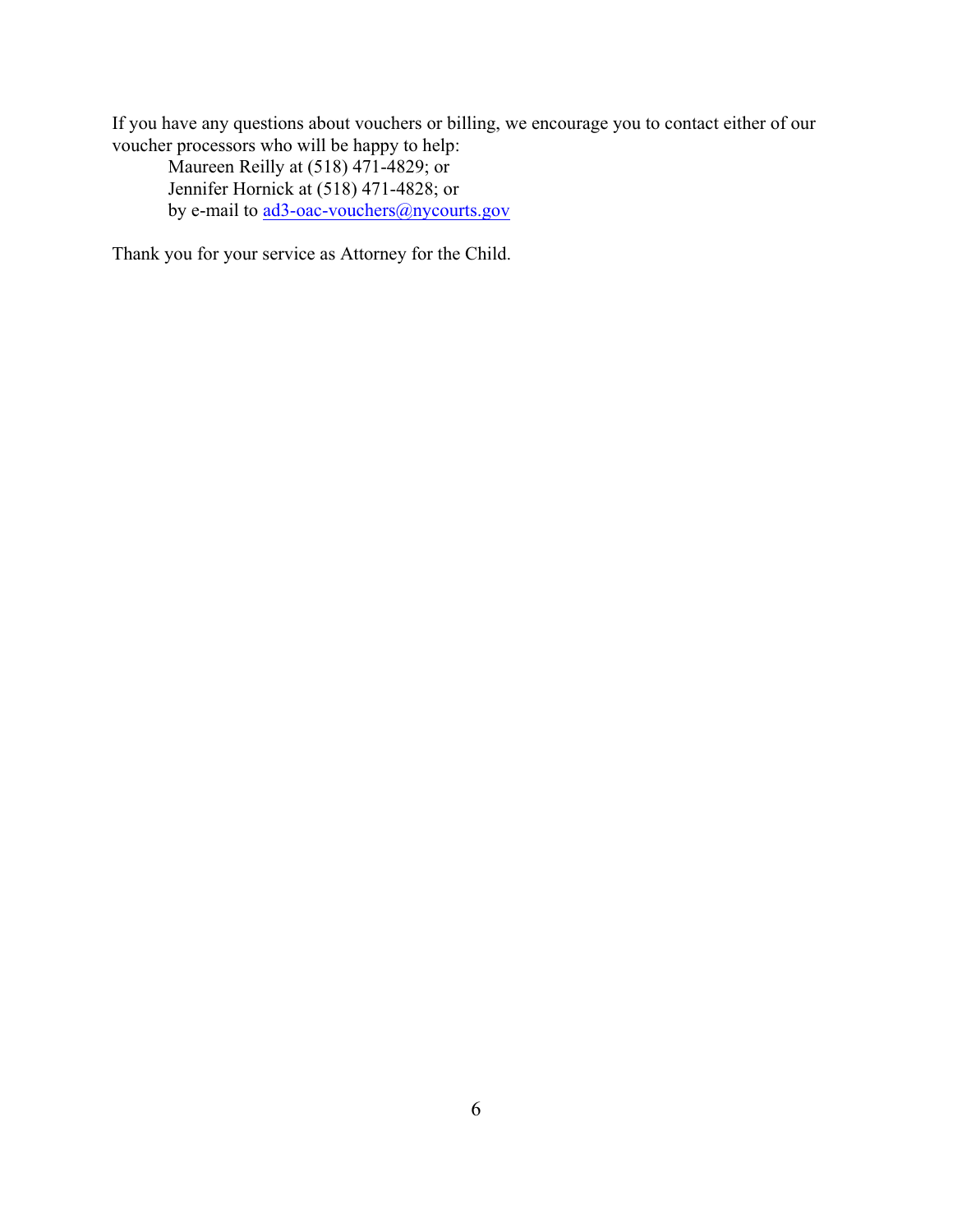If you have any questions about vouchers or billing, we encourage you to contact either of our voucher processors who will be happy to help:

Maureen Reilly at (518) 471-4829; or
Jennifer Hornick at (518) 471-4828; or
by e-mail to ad3-oac-vouchers@nycourts.gov

Thank you for your service as Attorney for the Child.